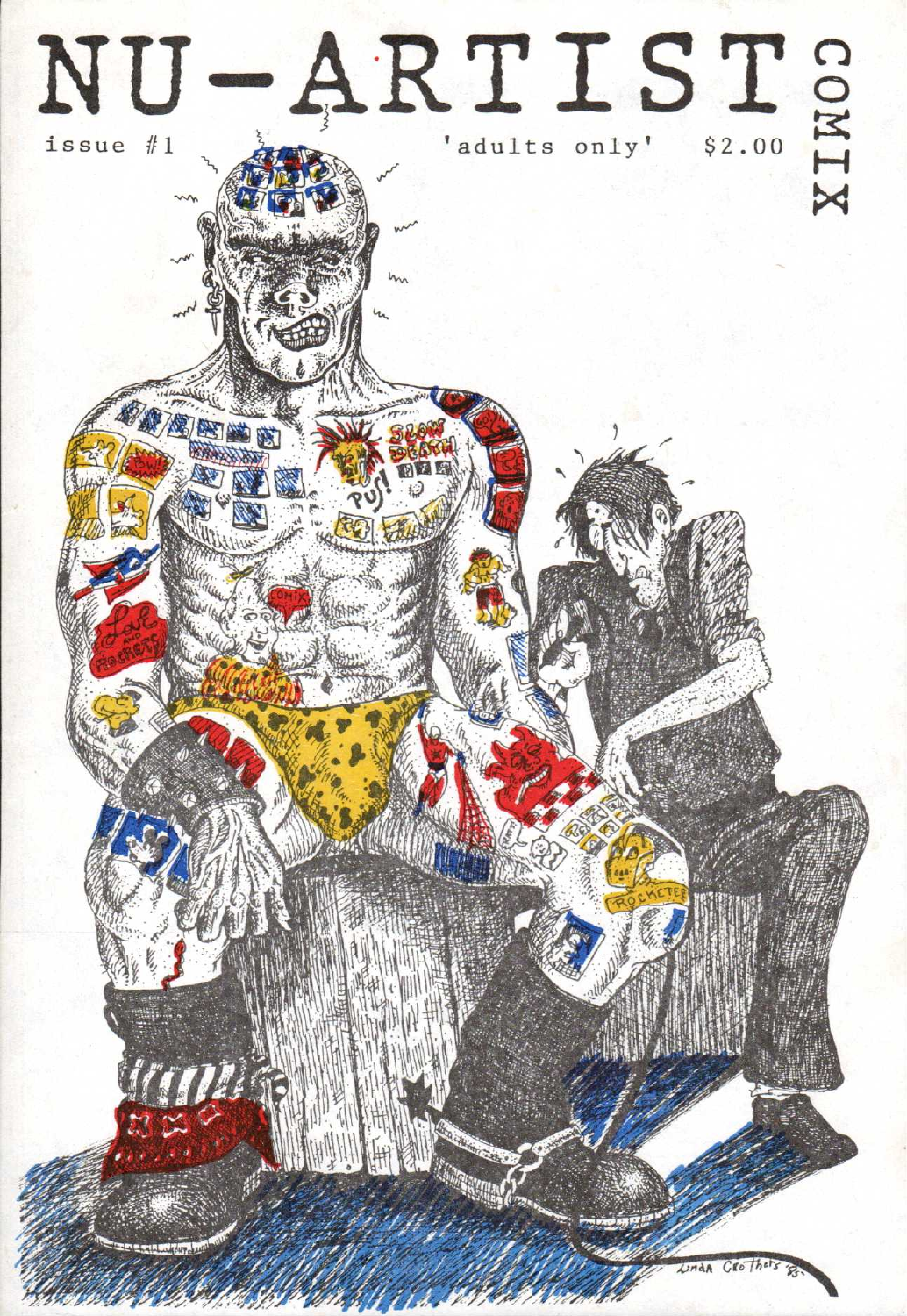# NU-ARTIST COMIX

issue #1 'adults only' $2.00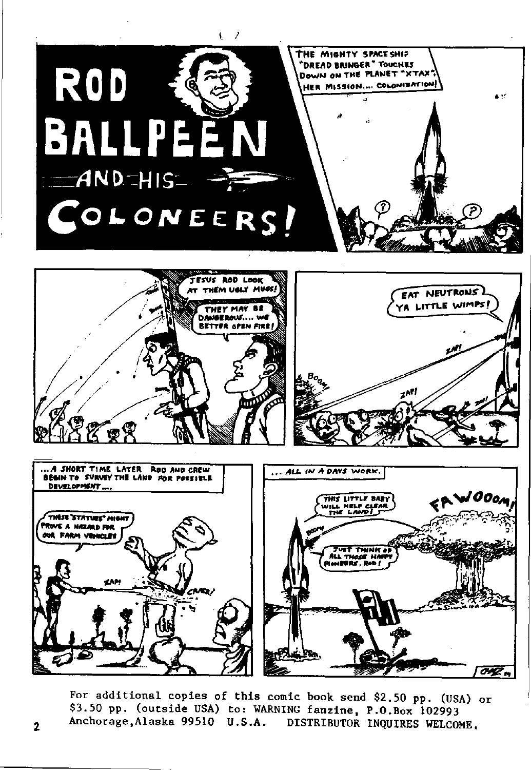# ROD BALLPEEN AND HIS COLONEERS!

THE MIGHTY SPACESHIP "DREAD BRINGER" TOUCHES DOWN ON THE PLANET "XTAX". HER MISSION.... COLONIZATION!

?

?

JESUS ROD LOOK AT THEM UGLY MUGS!

THEY MAY BE DANGEROUS.... WE BETTER OPEN FIRE!

EAT NEUTRONS YA LITTLE WIMPS!

ZAP!

ZAP!

BOOM!

...A SHORT TIME LATER ROD AND CREW BEGIN TO SURVEY THE LAND FOR POSSIBLE DEVELOPMENT....

THESE "STATUES" MIGHT PROVE A HAZARD FOR OUR FARM VEHICLES

ZAP!

CRACK!

... ALL IN A DAYS WORK.

THIS LITTLE BABY WILL HELP CLEAR THE LAND!

FAWOOOM!

BOOM!

JUST THINK OF ALL THOSE HAPPY PIONEERS, ROD!

For additional copies of this comic book send $2.50 pp. (USA) or $3.50 pp. (outside USA) to: WARNING fanzine, P.O.Box 102993 Anchorage,Alaska 99510 U.S.A. DISTRIBUTOR INQUIRES WELCOME.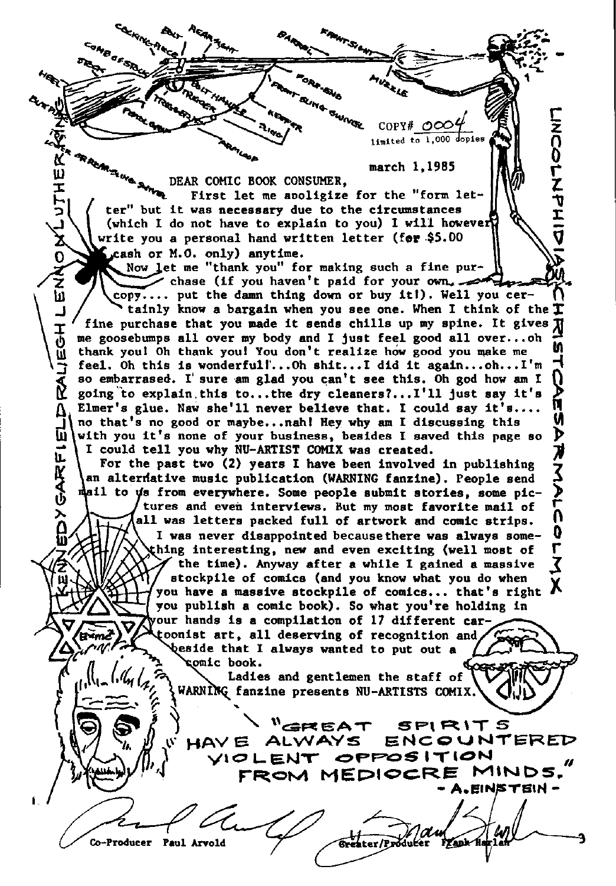COPY# 0004
limited to 1,000 copies

march 1,1985

DEAR COMIC BOOK CONSUMER,

First let me apoligize for the "form letter" but it was necessary due to the circumstances (which I do not have to explain to you) I will however write you a personal hand written letter (for $5.00 cash or M.O. only) anytime.

Now let me "thank you" for making such a fine purchase (if you haven't paid for your own copy.... put the damn thing down or buy it!). Well you certainly know a bargain when you see one. When I think of the fine purchase that you made it sends chills up my spine. It gives me goosebumps all over my body and I just feel good all over...oh thank you! Oh thank you! You don't realize how good you make me feel. Oh this is wonderful!...Oh shit...I did it again...oh...I'm so embarrased. I sure am glad you can't see this. Oh god how am I going to explain this to...the dry cleaners?...I'll just say it's Elmer's glue. Naw she'll never believe that. I could say it's.... no that's no good or maybe...nah! Hey why am I discussing this with you it's none of your business, besides I saved this page so I could tell you why NU-ARTIST COMIX was created.

For the past two (2) years I have been involved in publishing an alternative music publication (WARNING fanzine). People send mail to us from everywhere. Some people submit stories, some pictures and even interviews. But my most favorite mail of all was letters packed full of artwork and comic strips. I was never disappointed because there was always something interesting, new and even exciting (well most of the time). Anyway after a while I gained a massive stockpile of comics (and you know what you do when you have a massive stockpile of comics... that's right you publish a comic book). So what you're holding in your hands is a compilation of 17 different cartoonist art, all deserving of recognition and beside that I always wanted to put out a comic book.

Ladies and gentlemen the staff of WARNING fanzine presents NU-ARTISTS COMIX.

"GREAT SPIRITS HAVE ALWAYS ENCOUNTERED VIOLENT OPPOSITION FROM MEDIOCRE MINDS."
- A.EINSTEIN -

KENNEDY GARFIELD RALIEGH LENNON LUTHER KING

LINCOLN PHIDIAS CHRIST CAESAR MALCOLM X

Co-Producer Paul Arvold

Greater/Producer Frank Harlan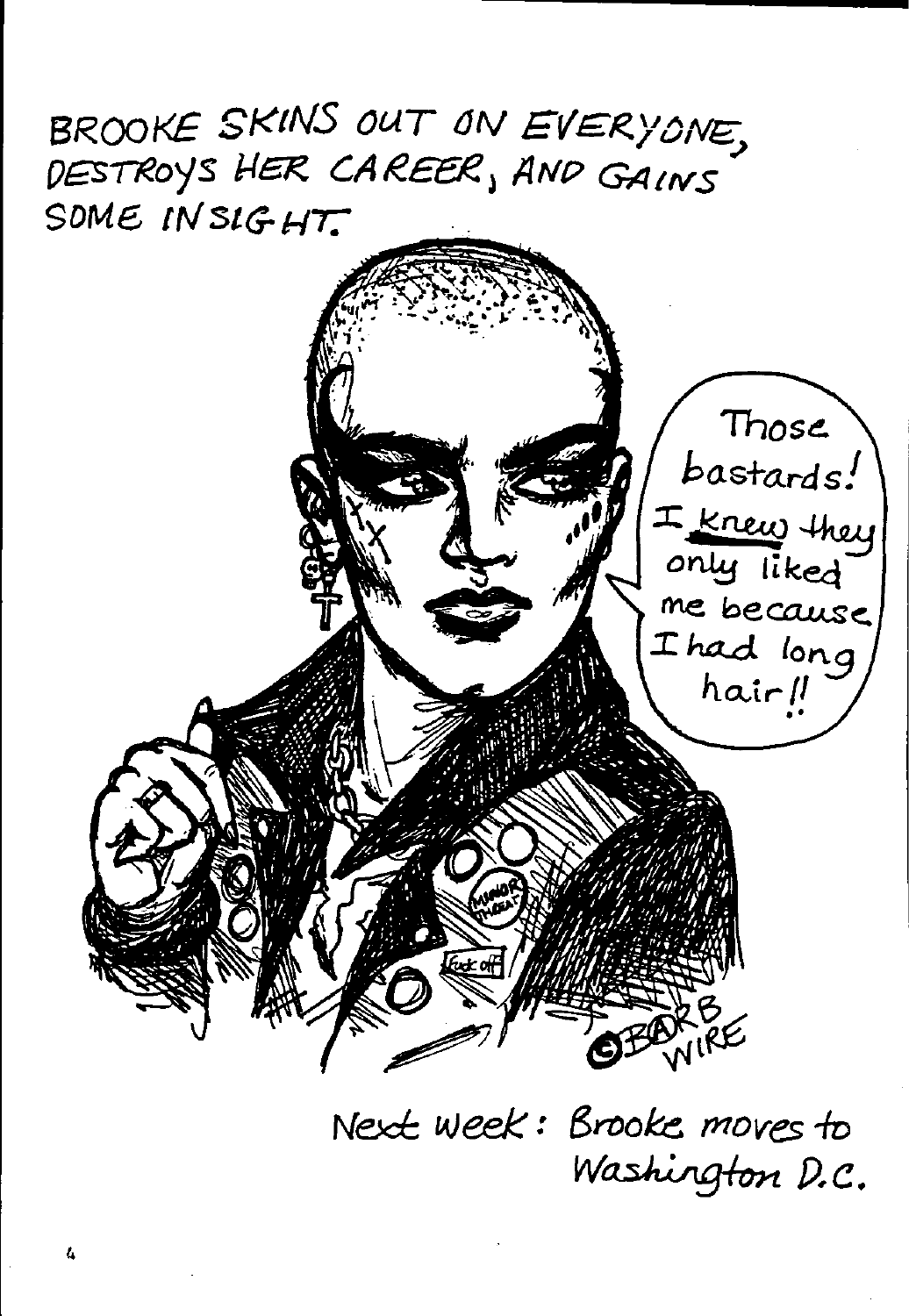BROOKE SKINS OUT ON EVERYONE, DESTROYS HER CAREER, AND GAINS SOME INSIGHT.

Those bastards! I knew they only liked me because I had long hair!!

©BARB WIRE

Next week: Brooke moves to Washington D.C.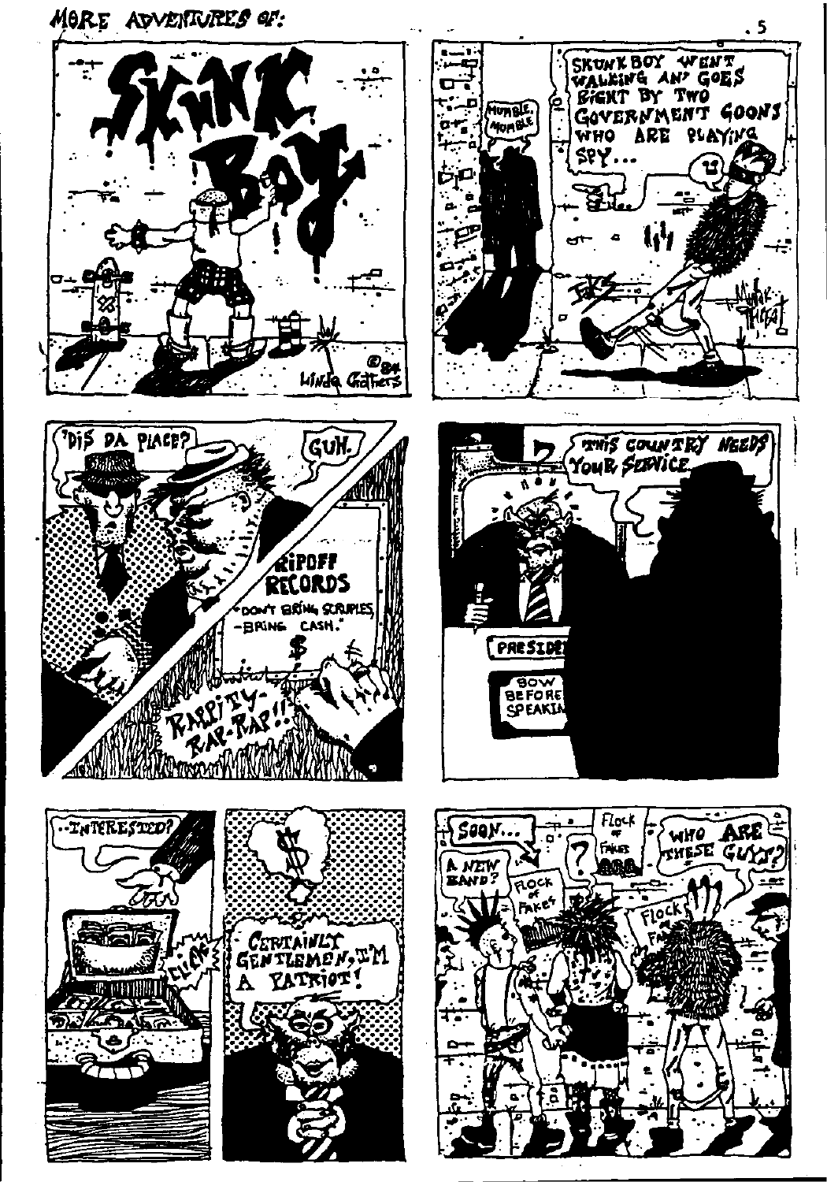MORE ADVENTURES OF:

# SKUNK BOY

©84 Linda Gaters

MUMBLE MUMBLE

SKUNK BOY WENT WALKING AN' GOES RIGHT BY TWO GOVERNMENT GOONS WHO ARE PLAYING SPY...

'DIS DA PLACE?

GUH.

RIPOFF RECORDS
"DON'T BRING SCRUPLES -BRING CASH."

RAPPITY-RAP-RAP!!

THIS COUNTRY NEEDS YOUR SERVICE.

PRESIDE

BOW BEFORE SPEAKI

...INTERESTED?

CLICK

CERTAINLY GENTLEMEN, I'M A PATRIOT!

SOON...

A NEW BAND?

FLOCK OF FAKES

?

FLOCK OF FAKES

FLOCK OF FA

WHO ARE THESE GUYS?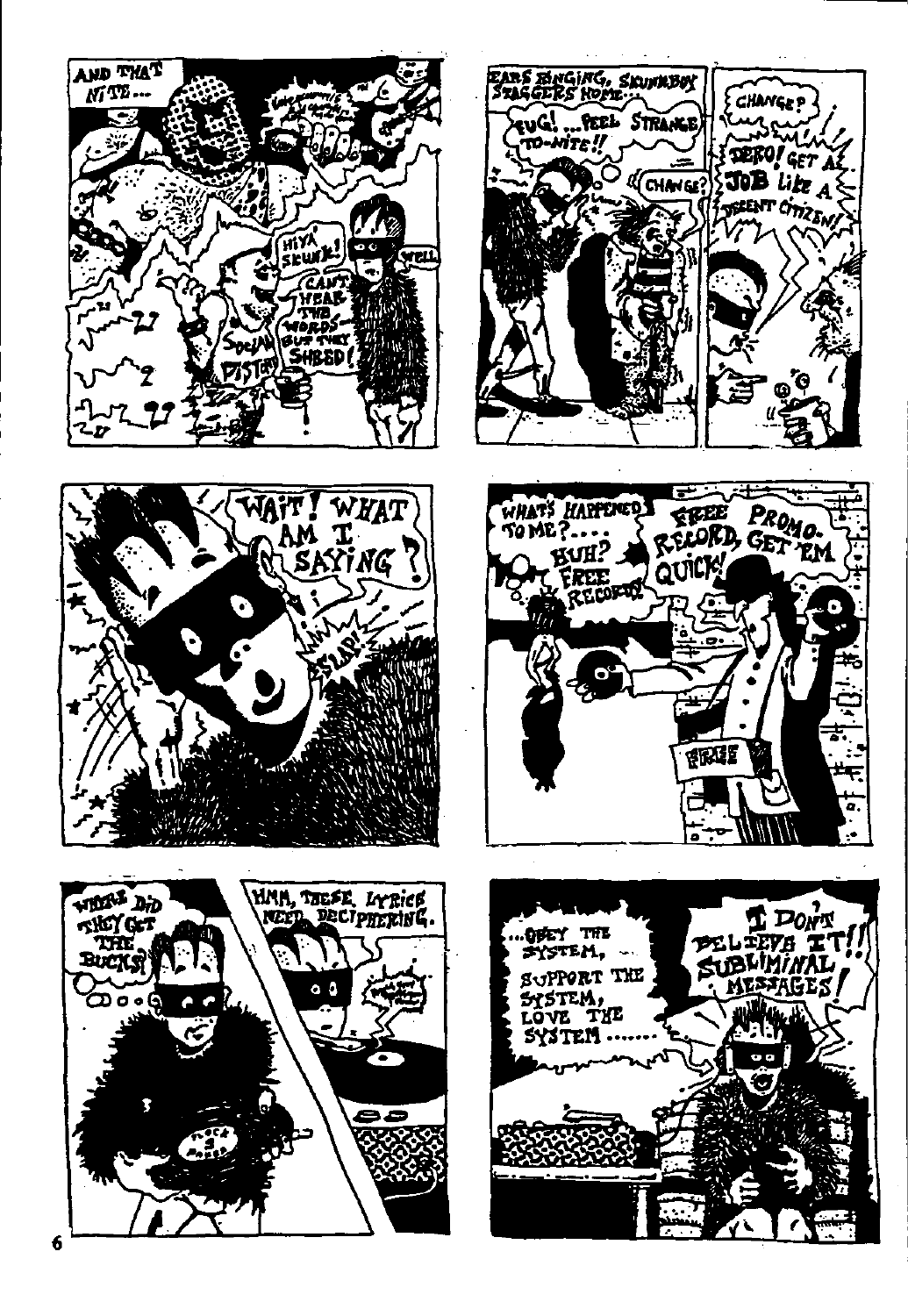AND THAT NITE...

HIYA SKUNK!

CAN'T HEAR THE WORDS- BUT THEY SHRED!

WELL

SOCIAL DISTORTION

EARS RINGING, SKUNKBOY STAGGERS HOME...

UG! ...FEEL STRANGE TO-NITE!!

CHANGE?

CHANGE?

ZERO! GET A JOB LIKE A DECENT CITIZEN!

WAIT! WHAT AM I SAYING?

SLAP!

WHAT'S HAPPENED TO ME?.... HUH? FREE RECORDS!

FREE PROMO-RECORD, GET 'EM QUICK!

FREE

WHERE DID THEY GET THE BUCKS?

HMM, THESE LYRICS NEED DECIPHERING.

...OBEY THE SYSTEM, SUPPORT THE SYSTEM, LOVE THE SYSTEM......

I DON'T BELIEVE IT!! SUBLIMINAL MESSAGES!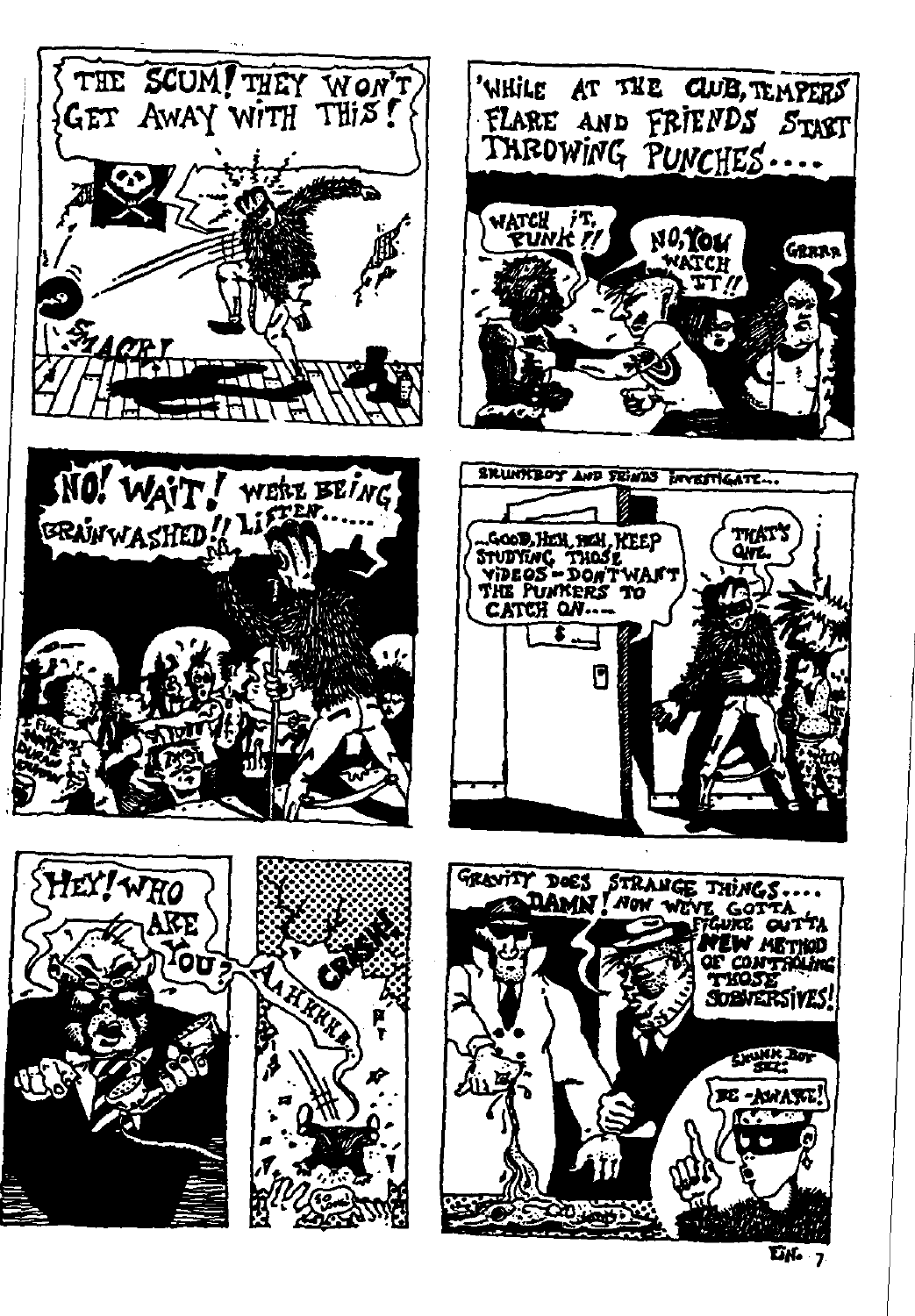THE SCUM! THEY WON'T GET AWAY WITH THIS!

SMACK!

WHILE AT THE CLUB, TEMPERS FLARE AND FRIENDS START THROWING PUNCHES....

WATCH IT, PUNK!!

NO, YOU WATCH IT!!

GRRRR

NO! WAIT! WE'RE BEING BRAINWASHED!! LISTEN......

SKUNKBOY AND FRIENDS INVESTIGATE...

...GOOD, HEH, HEH, KEEP STUDYING THOSE VIDEOS - DON'T WANT THE PUNKERS TO CATCH ON....

THAT'S ONE.

HEY! WHO ARE YOU?

AAHKKHH...

CRASH!

GRAVITY DOES STRANGE THINGS....

DAMN! NOW WE'VE GOTTA FIGURE OUT'TA NEW METHOD OF CONTROLING THOSE SUBVERSIVES!

SKUNK BOY SEZ:

BE-AWARE!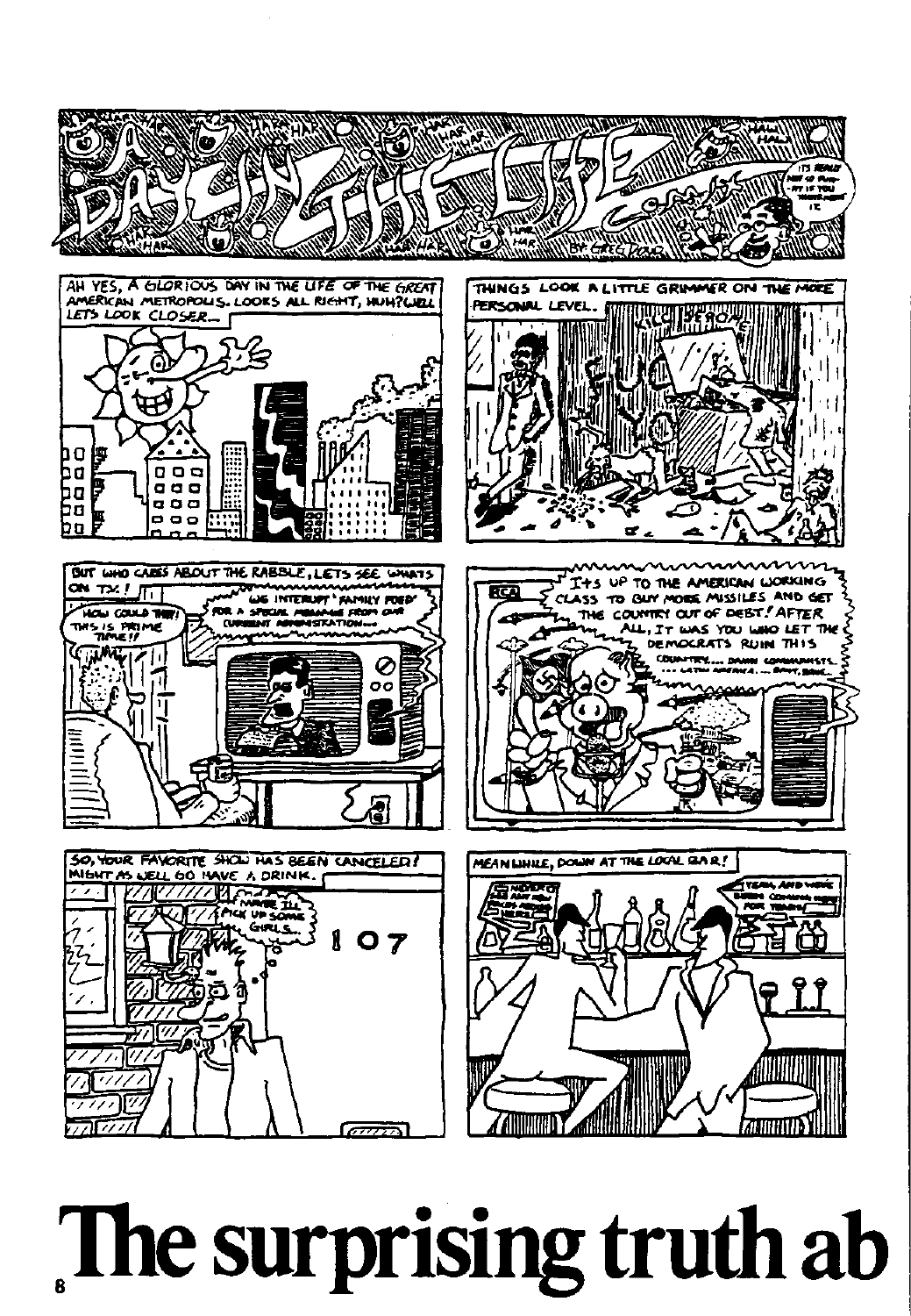# A DAY IN THE LIFE Comix

BY GREG DOUD

AH YES, A GLORIOUS DAY IN THE LIFE OF THE GREAT AMERICAN METROPOLIS. LOOKS ALL RIGHT, HUH? WELL LETS LOOK CLOSER...

THINGS LOOK A LITTLE GRIMMER ON THE MORE PERSONAL LEVEL.

BUT WHO CARES ABOUT THE RABBLE, LETS SEE WHATS ON TV!

HOW COULD THEY! THIS IS PRIME TIME!!

WE INTERRUPT 'FAMILY FUED' FOR A SPECIAL MESSAGE FROM OUR CURRENT ADMINISTRATION...

IT'S UP TO THE AMERICAN WORKING CLASS TO BUY MORE MISSILES AND GET THE COUNTRY OUT OF DEBT! AFTER ALL, IT WAS YOU WHO LET THE DEMOCRATS RUIN THIS COUNTRY.... DAMN COMMUNISTS... LATIN AMERICA... BOMB, BOMB...

SO, YOUR FAVORITE SHOW HAS BEEN CANCELED! MIGHT AS WELL GO HAVE A DRINK.

MAYBE I'LL PICK UP SOME GIRLS...

107

MEANWHILE, DOWN AT THE LOCAL BAR!

YEAH, AND WE'VE BEEN COMING HERE FOR YEARS!

# The surprising truth ab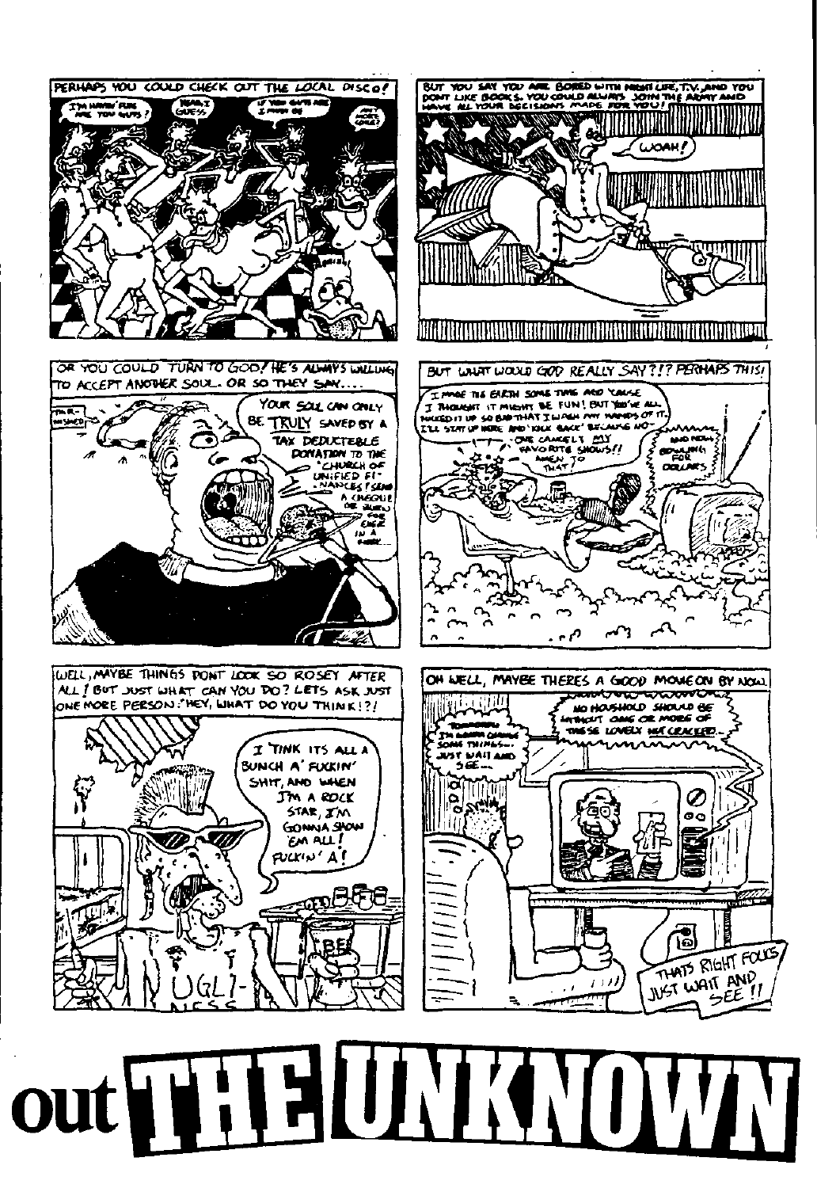PERHAPS YOU COULD CHECK OUT THE LOCAL DISCO!

I'M HAVIN' FUN ARE YOU GUYS?

YEAH, I GUESS

IF YOU GUYS ARE I MUST BE

ANY MORE COKE?

BUT YOU SAY YOU ARE BORED WITH NIGHT LIFE, T.V., AND YOU DONT LIKE BOOKS. YOU COULD ALWAYS JOIN THE ARMY AND HAVE ALL YOUR DECISIONS MADE FOR YOU!

WOAH!

OR YOU COULD TURN TO GOD! HE'S ALWAYS WILLING TO ACCEPT ANOTHER SOUL. OR SO THEY SAY....

YOUR SOUL CAN ONLY BE TRULY SAVED BY A TAX DEDUCTEBLE DONATION TO THE "CHURCH OF UNIFIED FI-NANCES"! SEND A CHEQUE OR BLOOD FOR CHEZ IN A HURRY...

BUT WHAT WOULD GOD REALLY SAY?!? PERHAPS THIS!

I MADE THE EARTH SOME TIME AGO 'CAUSE I THOUGHT IT MIGHT BE FUN! BUT YOU'VE ALL FUCKED IT UP SO BAD THAT I WASH MY HANDS OF IT. I'LL STAY UP HERE AND 'KICK BACK' BECAUSE NO-ONE CANCELS MY FAVORITE SHOWS!!

AMEN TO THAT!

AND NOW, BOWLING FOR DOLLARS

WELL, MAYBE THINGS DONT LOOK SO ROSEY AFTER ALL! BUT JUST WHAT CAN YOU DO? LETS ASK JUST ONE MORE PERSON: "HEY, WHAT DO YOU THINK!?!"

I TINK ITS ALL A BUNCH A' FUCKIN' SHIT, AND WHEN I'M A ROCK STAR, I'M GONNA SHOW 'EM ALL! FUCKIN' A!

UGLI-NESS

OH WELL, MAYBE THERES A GOOD MOVIE ON BY NOW.

NO HOUSHOLD SHOULD BE WITHOUT ONE OR MORE OF THESE LOVELY NUTCRACKERS...

TOMORROW I'M GONNA CHANGE SOME THINGS... JUST WAIT AND SEE...

THATS RIGHT FOLKS JUST WAIT AND SEE!!

# out THE UNKNOWN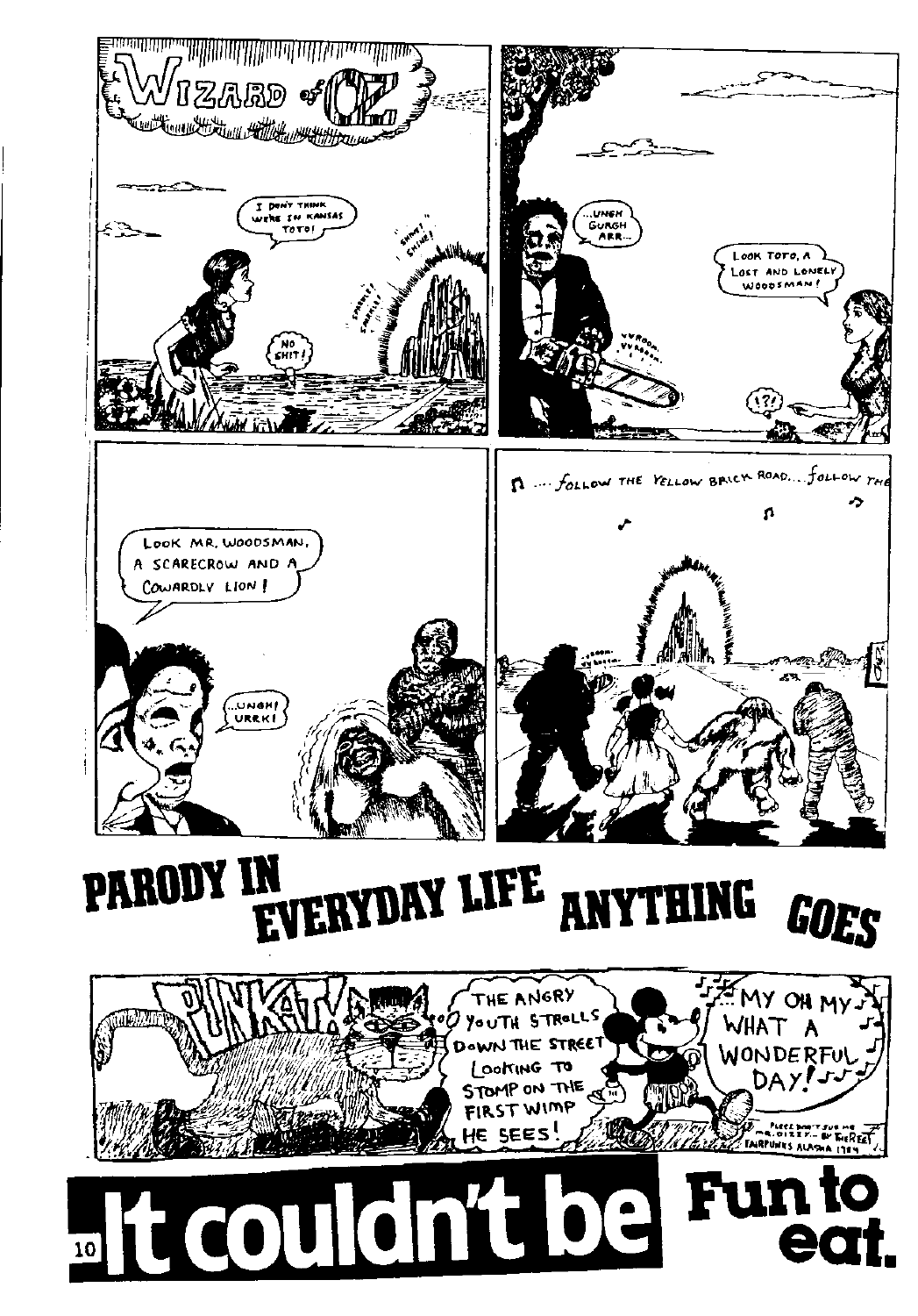# WIZARD of OZ

I DON'T THINK WE'RE IN KANSAS TOTO!

NO SHIT!

SPARKLE! SPARKLE!

SHINE! SHINE!

...UNGH GURGH ARR...

VVROOM VVROOM

LOOK TOTO, A LOST AND LONELY WOODSMAN!

!?!

LOOK MR. WOODSMAN, A SCARECROW AND A COWARDLY LION!

...UNGH! URRK!

♫ .... FOLLOW THE YELLOW BRICK ROAD.... FOLLOW THE ♫

# PARODY IN EVERYDAY LIFE ANYTHING GOES

PUNKAT!

THE ANGRY YOUTH STROLLS DOWN THE STREET LOOKING TO STOMP ON THE FIRST WIMP HE SEES!

♫ MY OH MY ♫ WHAT A WONDERFUL DAY! ♫♫

PLEEZ DON'T SUE ME MR. DIZZY -- BY THE REET FAIRBUNKS ALASKA 1984

# It couldn't be Fun to eat.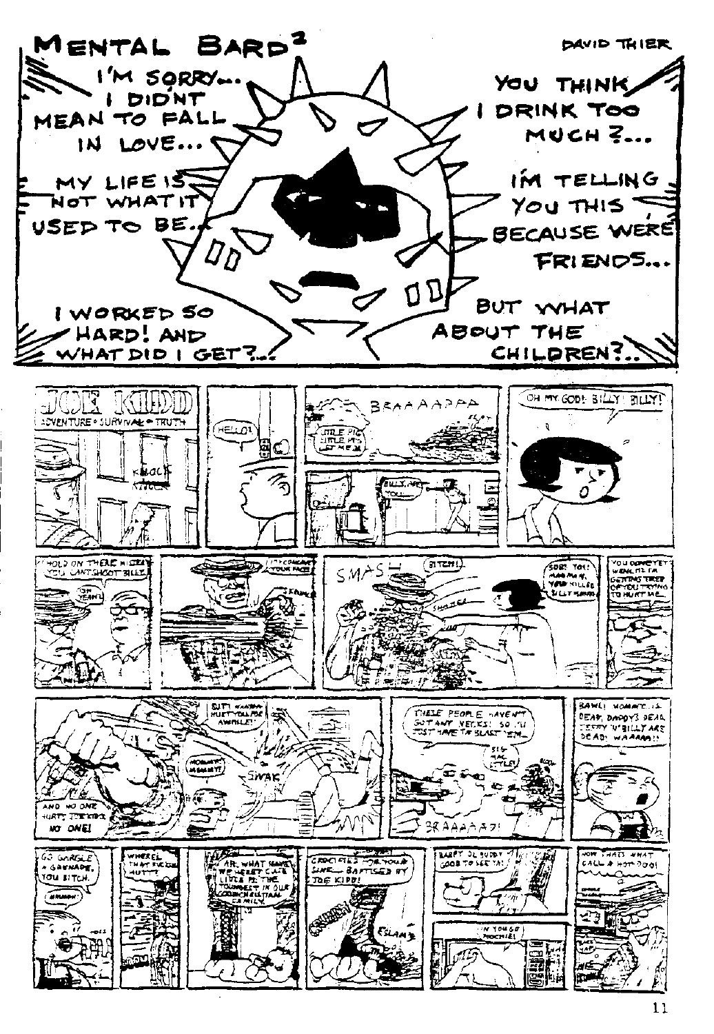# MENTAL BARD[2]

DAVID THIER

I'M SORRY... I DIDN'T MEAN TO FALL IN LOVE...

MY LIFE IS NOT WHAT IT USED TO BE...

I WORKED SO HARD! AND WHAT DID I GET?...

YOU THINK I DRINK TOO MUCH?...

I'M TELLING YOU THIS BECAUSE WE'RE FRIENDS...

BUT WHAT ABOUT THE CHILDREN?...

JOE KIDD

ADVENTURE • SURVIVAL • TRUTH

KNOCK KNOCK

HELLO?

BRAAAAPPA

OH MY GOD! BILLY! BILLY!

HOLD ON THERE MISTER! YOU CAN'T SHOOT BILLY!

OH YEAH!

SMASH

BITCH!

SHAZEI

SWAK

BRAAAAAP!

BAWL! MOMMY'S DEAD, DADDY'S DEAD, JEFFY 'N' BILLY ARE DEAD! WAAAAH!!

GO GARGLE A GRENADE, YOU BITCH.

CRUCIFIED FOR YOUR SINS... BAPTISED BY JOE KIDD!

NOW THAT'S WHAT I CALL A HOT-DOG!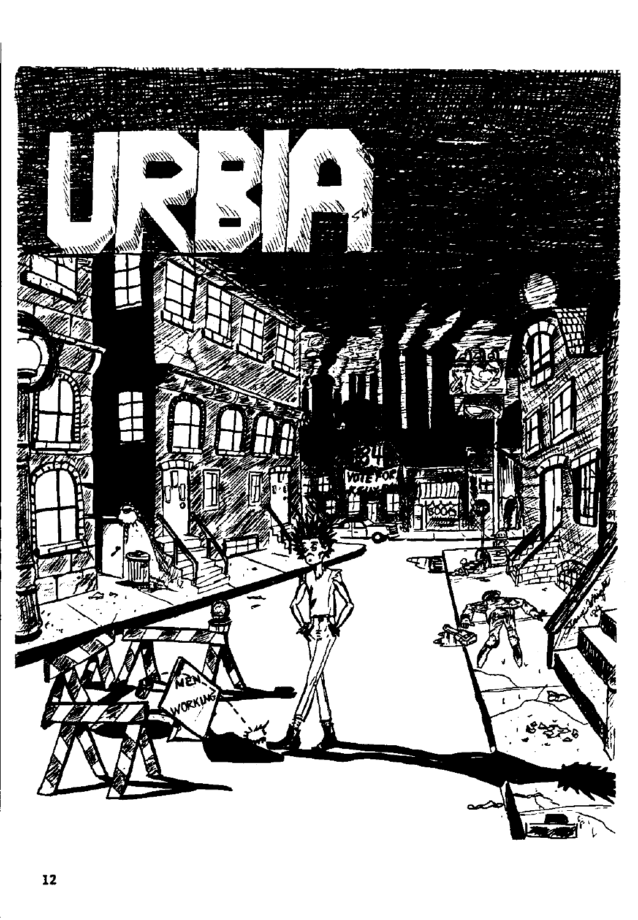# URBIA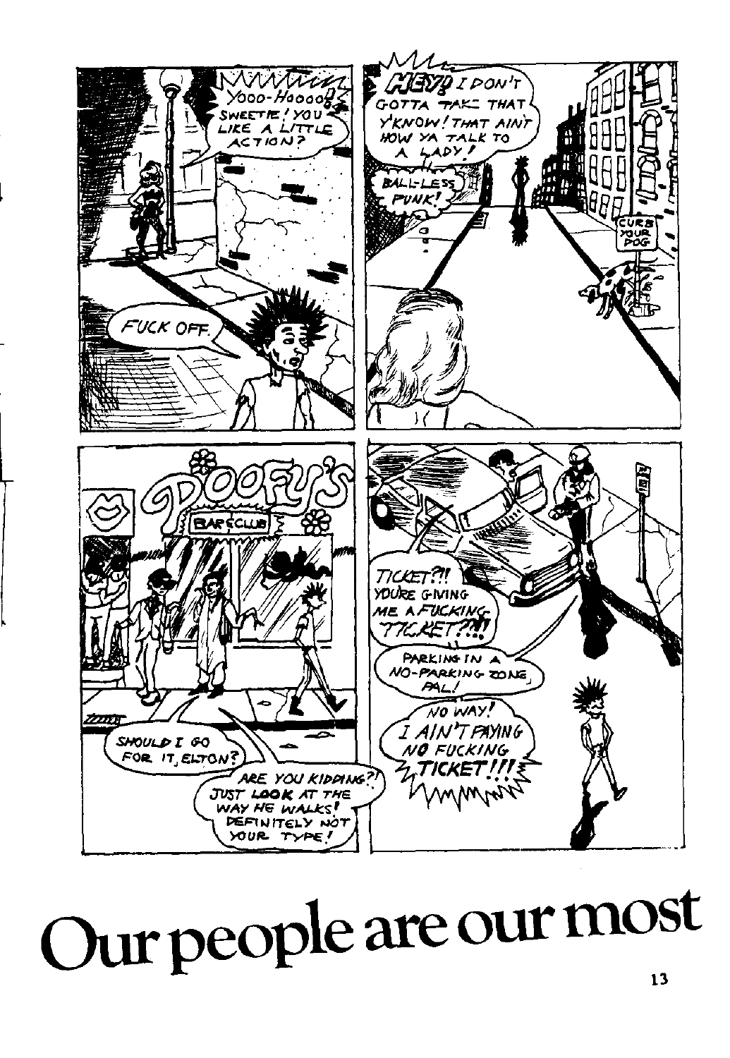YOOO-HOOOO! SWEETIE! YOU LIKE A LITTLE ACTION?

FUCK OFF.

HEY! I DON'T GOTTA TAKE THAT Y'KNOW! THAT AIN'T HOW YA TALK TO A LADY!

BALL-LESS PUNK!

CURB YOUR DOG

DOOFY'S

BAR & CLUB

SHOULD I GO FOR IT, ELTON?

ARE YOU KIDDING?! JUST LOOK AT THE WAY HE WALKS! DEFINITELY NOT YOUR TYPE!

TICKET?!! YOU'RE GIVING ME A FUCKING TICKET?!!

PARKING IN A NO-PARKING ZONE, PAL!

NO WAY! I AIN'T PAYING NO FUCKING TICKET!!!

# Our people are our most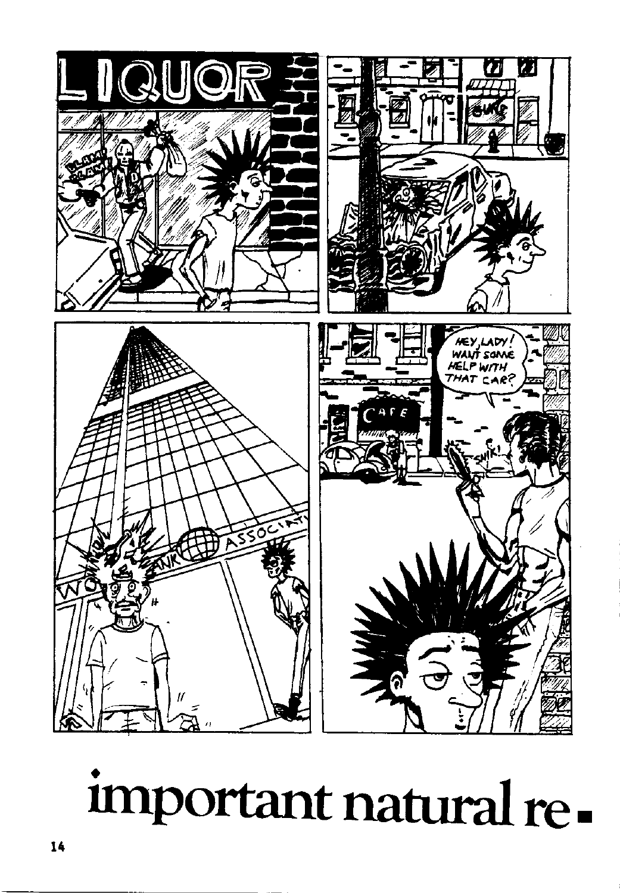important natural re-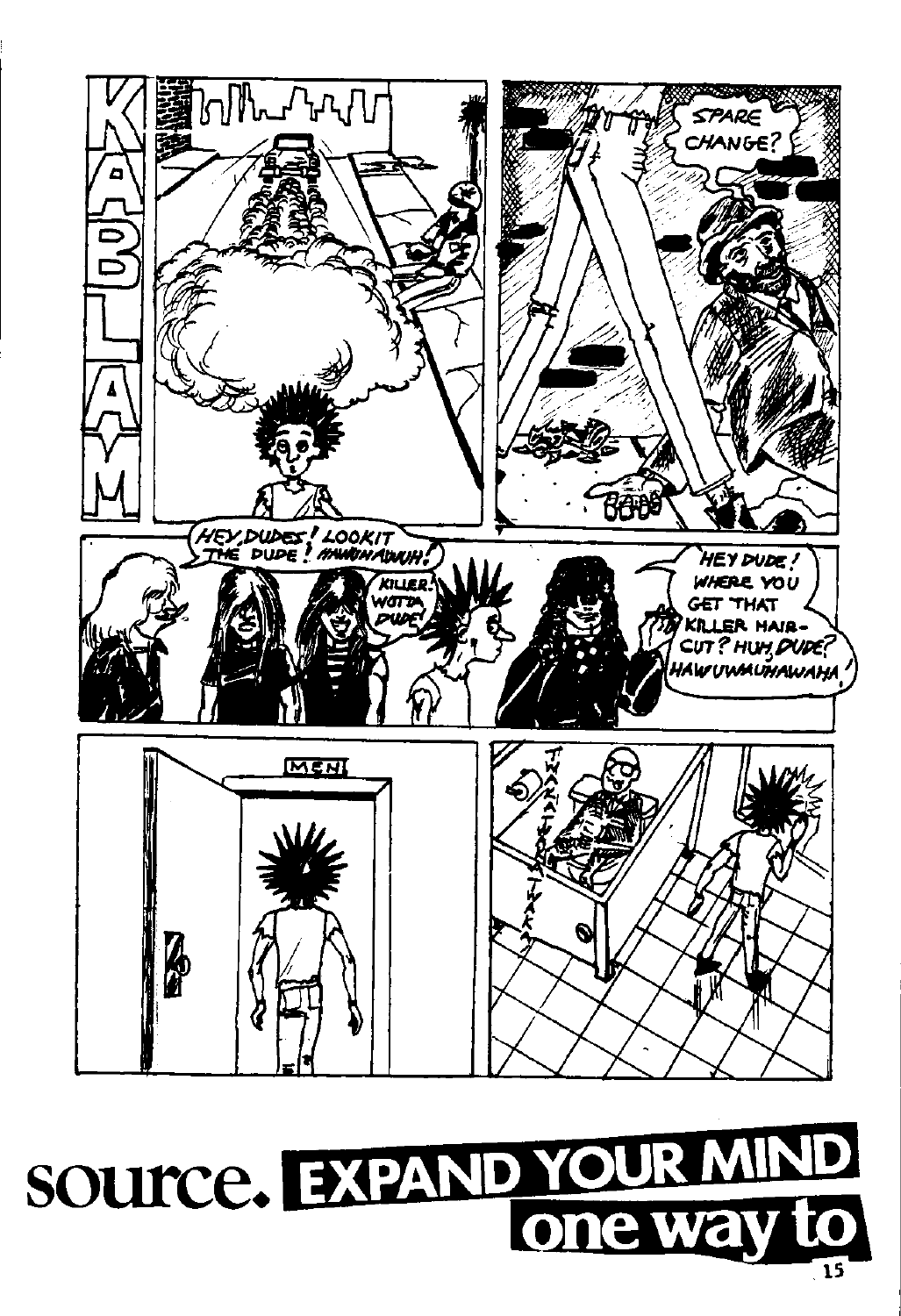KABLAM

SPARE CHANGE?

HEY, DUDES! LOOKIT THE DUDE! HAWUHAWUH!

KILLER. WOTTA DUDE!

HEY DUDE! WHERE YOU GET THAT KILLER HAIR-CUT? HUH, DUDE? HAWUWAUHAWAHA!

MEN

TWAKATWAKATWAKA

**source. EXPAND YOUR MIND one way to**